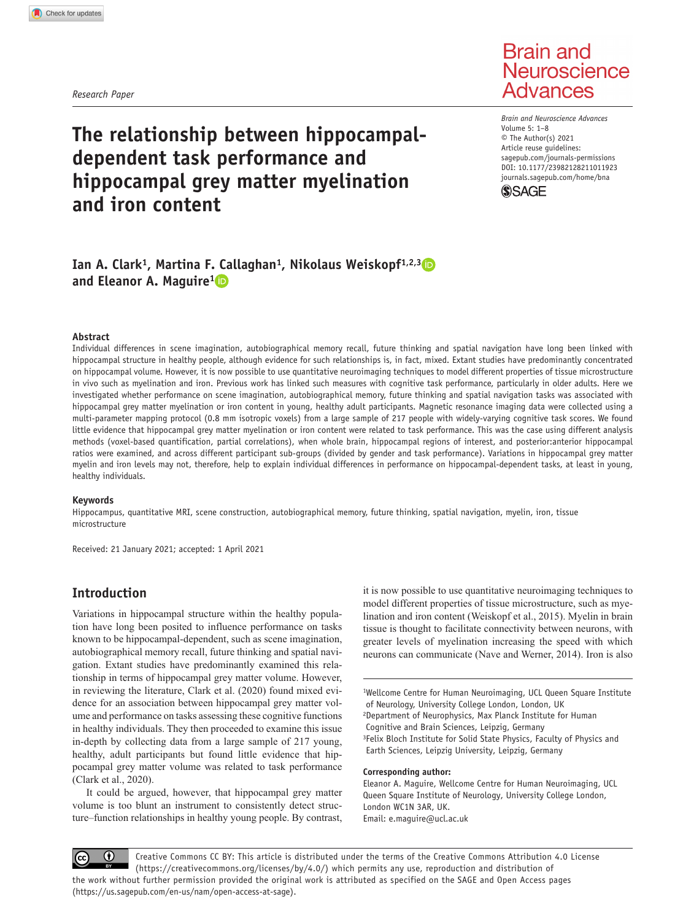Research Paper

# The relationship between hippocampal-dependent task performance and hippocampal grey matter myelination and iron content

**Ian A. Clark[1], Martina F. Callaghan[1], Nikolaus Weiskopf[1,2,3] and Eleanor A. Maguire[1]**

## Abstract

Individual differences in scene imagination, autobiographical memory recall, future thinking and spatial navigation have long been linked with hippocampal structure in healthy people, although evidence for such relationships is, in fact, mixed. Extant studies have predominantly concentrated on hippocampal volume. However, it is now possible to use quantitative neuroimaging techniques to model different properties of tissue microstructure in vivo such as myelination and iron. Previous work has linked such measures with cognitive task performance, particularly in older adults. Here we investigated whether performance on scene imagination, autobiographical memory, future thinking and spatial navigation tasks was associated with hippocampal grey matter myelination or iron content in young, healthy adult participants. Magnetic resonance imaging data were collected using a multi-parameter mapping protocol (0.8 mm isotropic voxels) from a large sample of 217 people with widely-varying cognitive task scores. We found little evidence that hippocampal grey matter myelination or iron content were related to task performance. This was the case using different analysis methods (voxel-based quantification, partial correlations), when whole brain, hippocampal regions of interest, and posterior:anterior hippocampal ratios were examined, and across different participant sub-groups (divided by gender and task performance). Variations in hippocampal grey matter myelin and iron levels may not, therefore, help to explain individual differences in performance on hippocampal-dependent tasks, at least in young, healthy individuals.

### Keywords

Hippocampus, quantitative MRI, scene construction, autobiographical memory, future thinking, spatial navigation, myelin, iron, tissue microstructure

Received: 21 January 2021; accepted: 1 April 2021

## Introduction

Variations in hippocampal structure within the healthy population have long been posited to influence performance on tasks known to be hippocampal-dependent, such as scene imagination, autobiographical memory recall, future thinking and spatial navigation. Extant studies have predominantly examined this relationship in terms of hippocampal grey matter volume. However, in reviewing the literature, Clark et al. (2020) found mixed evidence for an association between hippocampal grey matter volume and performance on tasks assessing these cognitive functions in healthy individuals. They then proceeded to examine this issue in-depth by collecting data from a large sample of 217 young, healthy, adult participants but found little evidence that hippocampal grey matter volume was related to task performance (Clark et al., 2020).

It could be argued, however, that hippocampal grey matter volume is too blunt an instrument to consistently detect structure–function relationships in healthy young people. By contrast, it is now possible to use quantitative neuroimaging techniques to model different properties of tissue microstructure, such as myelination and iron content (Weiskopf et al., 2015). Myelin in brain tissue is thought to facilitate connectivity between neurons, with greater levels of myelination increasing the speed with which neurons can communicate (Nave and Werner, 2014). Iron is also

[1]Wellcome Centre for Human Neuroimaging, UCL Queen Square Institute of Neurology, University College London, London, UK
[2]Department of Neurophysics, Max Planck Institute for Human Cognitive and Brain Sciences, Leipzig, Germany
[3]Felix Bloch Institute for Solid State Physics, Faculty of Physics and Earth Sciences, Leipzig University, Leipzig, Germany

**Corresponding author:**
Eleanor A. Maguire, Wellcome Centre for Human Neuroimaging, UCL Queen Square Institute of Neurology, University College London, London WC1N 3AR, UK.
Email: e.maguire@ucl.ac.uk

Creative Commons CC BY: This article is distributed under the terms of the Creative Commons Attribution 4.0 License (https://creativecommons.org/licenses/by/4.0/) which permits any use, reproduction and distribution of the work without further permission provided the original work is attributed as specified on the SAGE and Open Access pages (https://us.sagepub.com/en-us/nam/open-access-at-sage).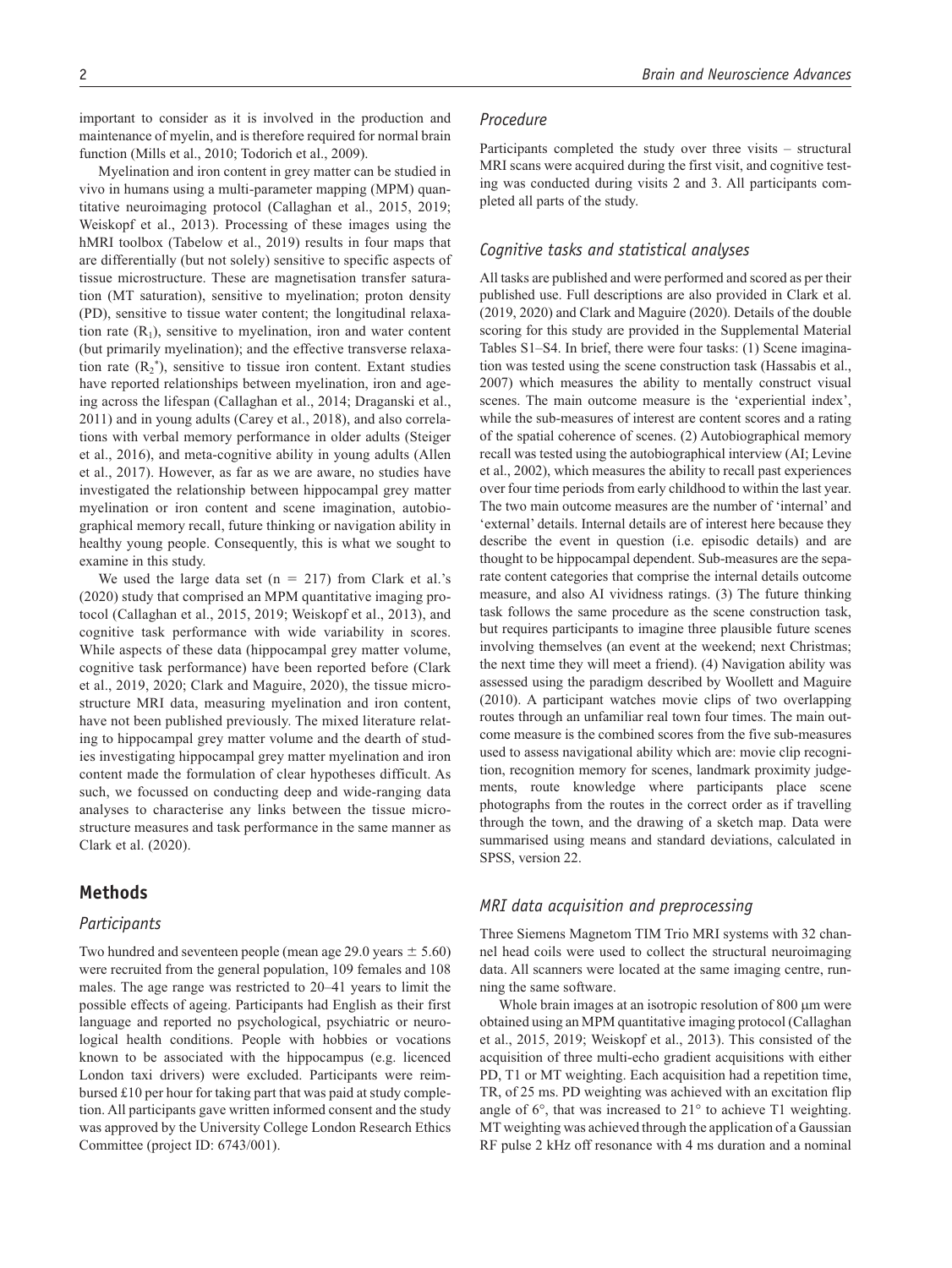important to consider as it is involved in the production and maintenance of myelin, and is therefore required for normal brain function (Mills et al., 2010; Todorich et al., 2009).

Myelination and iron content in grey matter can be studied in vivo in humans using a multi-parameter mapping (MPM) quantitative neuroimaging protocol (Callaghan et al., 2015, 2019; Weiskopf et al., 2013). Processing of these images using the hMRI toolbox (Tabelow et al., 2019) results in four maps that are differentially (but not solely) sensitive to specific aspects of tissue microstructure. These are magnetisation transfer saturation (MT saturation), sensitive to myelination; proton density (PD), sensitive to tissue water content; the longitudinal relaxation rate ($R_1$), sensitive to myelination, iron and water content (but primarily myelination); and the effective transverse relaxation rate ($R_2^*$), sensitive to tissue iron content. Extant studies have reported relationships between myelination, iron and ageing across the lifespan (Callaghan et al., 2014; Draganski et al., 2011) and in young adults (Carey et al., 2018), and also correlations with verbal memory performance in older adults (Steiger et al., 2016), and meta-cognitive ability in young adults (Allen et al., 2017). However, as far as we are aware, no studies have investigated the relationship between hippocampal grey matter myelination or iron content and scene imagination, autobiographical memory recall, future thinking or navigation ability in healthy young people. Consequently, this is what we sought to examine in this study.

We used the large data set (n = 217) from Clark et al.'s (2020) study that comprised an MPM quantitative imaging protocol (Callaghan et al., 2015, 2019; Weiskopf et al., 2013), and cognitive task performance with wide variability in scores. While aspects of these data (hippocampal grey matter volume, cognitive task performance) have been reported before (Clark et al., 2019, 2020; Clark and Maguire, 2020), the tissue microstructure MRI data, measuring myelination and iron content, have not been published previously. The mixed literature relating to hippocampal grey matter volume and the dearth of studies investigating hippocampal grey matter myelination and iron content made the formulation of clear hypotheses difficult. As such, we focussed on conducting deep and wide-ranging data analyses to characterise any links between the tissue microstructure measures and task performance in the same manner as Clark et al. (2020).

## Methods

### Participants

Two hundred and seventeen people (mean age 29.0 years ± 5.60) were recruited from the general population, 109 females and 108 males. The age range was restricted to 20–41 years to limit the possible effects of ageing. Participants had English as their first language and reported no psychological, psychiatric or neurological health conditions. People with hobbies or vocations known to be associated with the hippocampus (e.g. licenced London taxi drivers) were excluded. Participants were reimbursed £10 per hour for taking part that was paid at study completion. All participants gave written informed consent and the study was approved by the University College London Research Ethics Committee (project ID: 6743/001).

### Procedure

Participants completed the study over three visits – structural MRI scans were acquired during the first visit, and cognitive testing was conducted during visits 2 and 3. All participants completed all parts of the study.

### Cognitive tasks and statistical analyses

All tasks are published and were performed and scored as per their published use. Full descriptions are also provided in Clark et al. (2019, 2020) and Clark and Maguire (2020). Details of the double scoring for this study are provided in the Supplemental Material Tables S1–S4. In brief, there were four tasks: (1) Scene imagination was tested using the scene construction task (Hassabis et al., 2007) which measures the ability to mentally construct visual scenes. The main outcome measure is the 'experiential index', while the sub-measures of interest are content scores and a rating of the spatial coherence of scenes. (2) Autobiographical memory recall was tested using the autobiographical interview (AI; Levine et al., 2002), which measures the ability to recall past experiences over four time periods from early childhood to within the last year. The two main outcome measures are the number of 'internal' and 'external' details. Internal details are of interest here because they describe the event in question (i.e. episodic details) and are thought to be hippocampal dependent. Sub-measures are the separate content categories that comprise the internal details outcome measure, and also AI vividness ratings. (3) The future thinking task follows the same procedure as the scene construction task, but requires participants to imagine three plausible future scenes involving themselves (an event at the weekend; next Christmas; the next time they will meet a friend). (4) Navigation ability was assessed using the paradigm described by Woollett and Maguire (2010). A participant watches movie clips of two overlapping routes through an unfamiliar real town four times. The main outcome measure is the combined scores from the five sub-measures used to assess navigational ability which are: movie clip recognition, recognition memory for scenes, landmark proximity judgements, route knowledge where participants place scene photographs from the routes in the correct order as if travelling through the town, and the drawing of a sketch map. Data were summarised using means and standard deviations, calculated in SPSS, version 22.

### MRI data acquisition and preprocessing

Three Siemens Magnetom TIM Trio MRI systems with 32 channel head coils were used to collect the structural neuroimaging data. All scanners were located at the same imaging centre, running the same software.

Whole brain images at an isotropic resolution of 800 μm were obtained using an MPM quantitative imaging protocol (Callaghan et al., 2015, 2019; Weiskopf et al., 2013). This consisted of the acquisition of three multi-echo gradient acquisitions with either PD, T1 or MT weighting. Each acquisition had a repetition time, TR, of 25 ms. PD weighting was achieved with an excitation flip angle of 6°, that was increased to 21° to achieve T1 weighting. MT weighting was achieved through the application of a Gaussian RF pulse 2 kHz off resonance with 4 ms duration and a nominal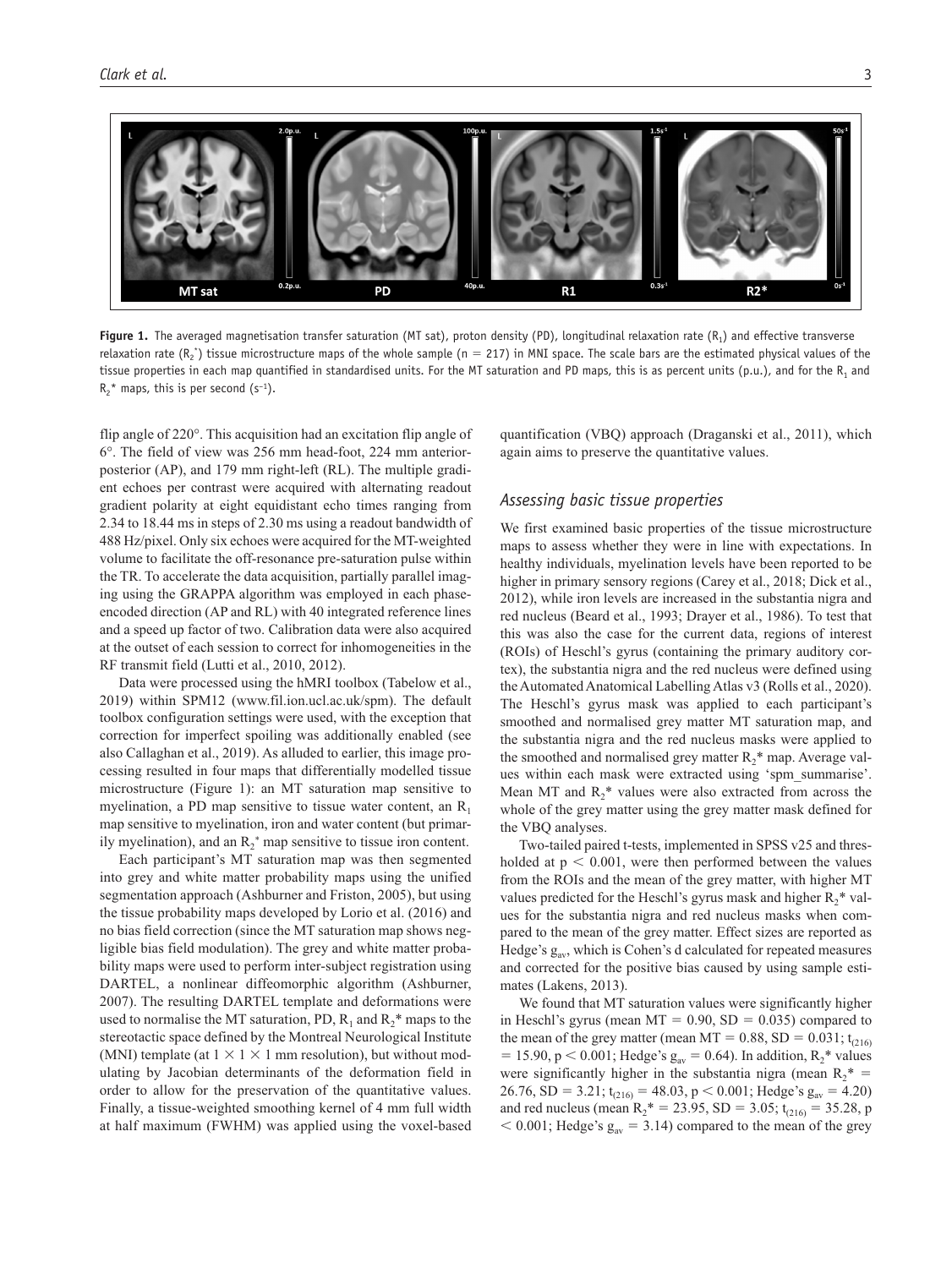Figure 1. The averaged magnetisation transfer saturation (MT sat), proton density (PD), longitudinal relaxation rate ($R_1$) and effective transverse relaxation rate ($R_2^*$) tissue microstructure maps of the whole sample (n = 217) in MNI space. The scale bars are the estimated physical values of the tissue properties in each map quantified in standardised units. For the MT saturation and PD maps, this is as percent units (p.u.), and for the $R_1$ and $R_2^*$ maps, this is per second ($s^{-1}$).

flip angle of 220°. This acquisition had an excitation flip angle of 6°. The field of view was 256 mm head-foot, 224 mm anterior-posterior (AP), and 179 mm right-left (RL). The multiple gradient echoes per contrast were acquired with alternating readout gradient polarity at eight equidistant echo times ranging from 2.34 to 18.44 ms in steps of 2.30 ms using a readout bandwidth of 488 Hz/pixel. Only six echoes were acquired for the MT-weighted volume to facilitate the off-resonance pre-saturation pulse within the TR. To accelerate the data acquisition, partially parallel imaging using the GRAPPA algorithm was employed in each phase-encoded direction (AP and RL) with 40 integrated reference lines and a speed up factor of two. Calibration data were also acquired at the outset of each session to correct for inhomogeneities in the RF transmit field (Lutti et al., 2010, 2012).

Data were processed using the hMRI toolbox (Tabelow et al., 2019) within SPM12 (www.fil.ion.ucl.ac.uk/spm). The default toolbox configuration settings were used, with the exception that correction for imperfect spoiling was additionally enabled (see also Callaghan et al., 2019). As alluded to earlier, this image processing resulted in four maps that differentially modelled tissue microstructure (Figure 1): an MT saturation map sensitive to myelination, a PD map sensitive to tissue water content, an $R_1$ map sensitive to myelination, iron and water content (but primarily myelination), and an $R_2^*$ map sensitive to tissue iron content.

Each participant's MT saturation map was then segmented into grey and white matter probability maps using the unified segmentation approach (Ashburner and Friston, 2005), but using the tissue probability maps developed by Lorio et al. (2016) and no bias field correction (since the MT saturation map shows negligible bias field modulation). The grey and white matter probability maps were used to perform inter-subject registration using DARTEL, a nonlinear diffeomorphic algorithm (Ashburner, 2007). The resulting DARTEL template and deformations were used to normalise the MT saturation, PD, $R_1$ and $R_2^*$ maps to the stereotactic space defined by the Montreal Neurological Institute (MNI) template (at 1 × 1 × 1 mm resolution), but without modulating by Jacobian determinants of the deformation field in order to allow for the preservation of the quantitative values. Finally, a tissue-weighted smoothing kernel of 4 mm full width at half maximum (FWHM) was applied using the voxel-based quantification (VBQ) approach (Draganski et al., 2011), which again aims to preserve the quantitative values.

## *Assessing basic tissue properties*

We first examined basic properties of the tissue microstructure maps to assess whether they were in line with expectations. In healthy individuals, myelination levels have been reported to be higher in primary sensory regions (Carey et al., 2018; Dick et al., 2012), while iron levels are increased in the substantia nigra and red nucleus (Beard et al., 1993; Drayer et al., 1986). To test that this was also the case for the current data, regions of interest (ROIs) of Heschl's gyrus (containing the primary auditory cortex), the substantia nigra and the red nucleus were defined using the Automated Anatomical Labelling Atlas v3 (Rolls et al., 2020). The Heschl's gyrus mask was applied to each participant's smoothed and normalised grey matter MT saturation map, and the substantia nigra and the red nucleus masks were applied to the smoothed and normalised grey matter $R_2^*$ map. Average values within each mask were extracted using 'spm_summarise'. Mean MT and $R_2^*$ values were also extracted from across the whole of the grey matter using the grey matter mask defined for the VBQ analyses.

Two-tailed paired t-tests, implemented in SPSS v25 and thresholded at $p < 0.001$, were then performed between the values from the ROIs and the mean of the grey matter, with higher MT values predicted for the Heschl's gyrus mask and higher $R_2^*$ values for the substantia nigra and red nucleus masks when compared to the mean of the grey matter. Effect sizes are reported as Hedge's $g_{av}$, which is Cohen's d calculated for repeated measures and corrected for the positive bias caused by using sample estimates (Lakens, 2013).

We found that MT saturation values were significantly higher in Heschl's gyrus (mean MT = 0.90, SD = 0.035) compared to the mean of the grey matter (mean MT = 0.88, SD = 0.031; $t_{(216)} = 15.90$, $p < 0.001$; Hedge's $g_{av} = 0.64$). In addition, $R_2^*$ values were significantly higher in the substantia nigra (mean $R_2^* = 26.76$, SD = 3.21; $t_{(216)} = 48.03$, $p < 0.001$; Hedge's $g_{av} = 4.20$) and red nucleus (mean $R_2^* = 23.95$, SD = 3.05; $t_{(216)} = 35.28$, $p < 0.001$; Hedge's $g_{av} = 3.14$) compared to the mean of the grey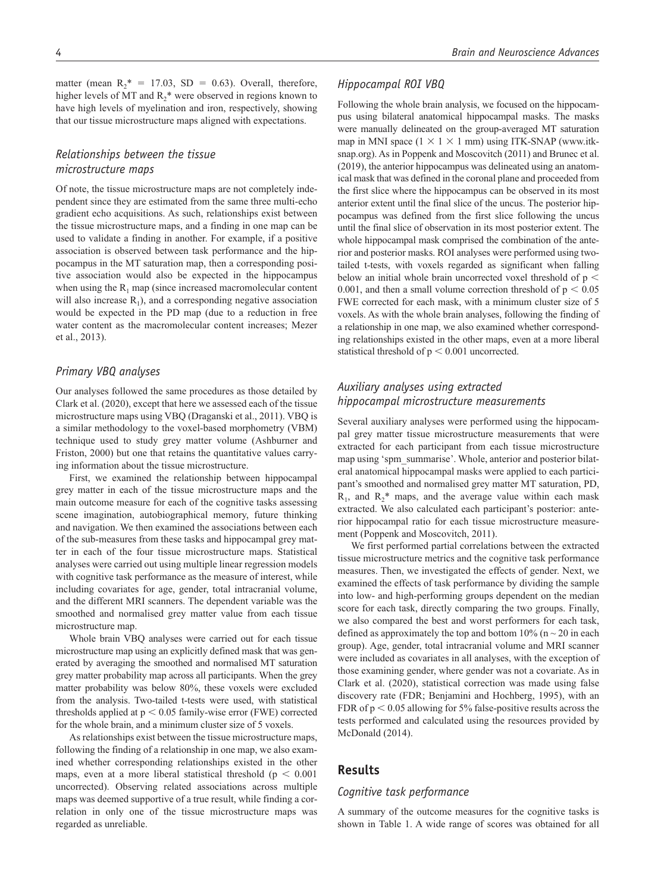matter (mean $R_2^* = 17.03$, SD = 0.63). Overall, therefore, higher levels of MT and $R_2^*$ were observed in regions known to have high levels of myelination and iron, respectively, showing that our tissue microstructure maps aligned with expectations.

### Relationships between the tissue microstructure maps

Of note, the tissue microstructure maps are not completely independent since they are estimated from the same three multi-echo gradient echo acquisitions. As such, relationships exist between the tissue microstructure maps, and a finding in one map can be used to validate a finding in another. For example, if a positive association is observed between task performance and the hippocampus in the MT saturation map, then a corresponding positive association would also be expected in the hippocampus when using the $R_1$ map (since increased macromolecular content will also increase $R_1$), and a corresponding negative association would be expected in the PD map (due to a reduction in free water content as the macromolecular content increases; Mezer et al., 2013).

### Primary VBQ analyses

Our analyses followed the same procedures as those detailed by Clark et al. (2020), except that here we assessed each of the tissue microstructure maps using VBQ (Draganski et al., 2011). VBQ is a similar methodology to the voxel-based morphometry (VBM) technique used to study grey matter volume (Ashburner and Friston, 2000) but one that retains the quantitative values carrying information about the tissue microstructure.

First, we examined the relationship between hippocampal grey matter in each of the tissue microstructure maps and the main outcome measure for each of the cognitive tasks assessing scene imagination, autobiographical memory, future thinking and navigation. We then examined the associations between each of the sub-measures from these tasks and hippocampal grey matter in each of the four tissue microstructure maps. Statistical analyses were carried out using multiple linear regression models with cognitive task performance as the measure of interest, while including covariates for age, gender, total intracranial volume, and the different MRI scanners. The dependent variable was the smoothed and normalised grey matter value from each tissue microstructure map.

Whole brain VBQ analyses were carried out for each tissue microstructure map using an explicitly defined mask that was generated by averaging the smoothed and normalised MT saturation grey matter probability map across all participants. When the grey matter probability was below 80%, these voxels were excluded from the analysis. Two-tailed t-tests were used, with statistical thresholds applied at $p < 0.05$ family-wise error (FWE) corrected for the whole brain, and a minimum cluster size of 5 voxels.

As relationships exist between the tissue microstructure maps, following the finding of a relationship in one map, we also examined whether corresponding relationships existed in the other maps, even at a more liberal statistical threshold ($p < 0.001$ uncorrected). Observing related associations across multiple maps was deemed supportive of a true result, while finding a correlation in only one of the tissue microstructure maps was regarded as unreliable.

### Hippocampal ROI VBQ

Following the whole brain analysis, we focused on the hippocampus using bilateral anatomical hippocampal masks. The masks were manually delineated on the group-averaged MT saturation map in MNI space ($1 \times 1 \times 1$ mm) using ITK-SNAP (www.itksnap.org). As in Poppenk and Moscovitch (2011) and Brunec et al. (2019), the anterior hippocampus was delineated using an anatomical mask that was defined in the coronal plane and proceeded from the first slice where the hippocampus can be observed in its most anterior extent until the final slice of the uncus. The posterior hippocampus was defined from the first slice following the uncus until the final slice of observation in its most posterior extent. The whole hippocampal mask comprised the combination of the anterior and posterior masks. ROI analyses were performed using two-tailed t-tests, with voxels regarded as significant when falling below an initial whole brain uncorrected voxel threshold of $p < 0.001$, and then a small volume correction threshold of $p < 0.05$ FWE corrected for each mask, with a minimum cluster size of 5 voxels. As with the whole brain analyses, following the finding of a relationship in one map, we also examined whether corresponding relationships existed in the other maps, even at a more liberal statistical threshold of $p < 0.001$ uncorrected.

### Auxiliary analyses using extracted hippocampal microstructure measurements

Several auxiliary analyses were performed using the hippocampal grey matter tissue microstructure measurements that were extracted for each participant from each tissue microstructure map using 'spm_summarise'. Whole, anterior and posterior bilateral anatomical hippocampal masks were applied to each participant's smoothed and normalised grey matter MT saturation, PD, $R_1$, and $R_2^*$ maps, and the average value within each mask extracted. We also calculated each participant's posterior: anterior hippocampal ratio for each tissue microstructure measurement (Poppenk and Moscovitch, 2011).

We first performed partial correlations between the extracted tissue microstructure metrics and the cognitive task performance measures. Then, we investigated the effects of gender. Next, we examined the effects of task performance by dividing the sample into low- and high-performing groups dependent on the median score for each task, directly comparing the two groups. Finally, we also compared the best and worst performers for each task, defined as approximately the top and bottom 10% ($n \sim 20$ in each group). Age, gender, total intracranial volume and MRI scanner were included as covariates in all analyses, with the exception of those examining gender, where gender was not a covariate. As in Clark et al. (2020), statistical correction was made using false discovery rate (FDR; Benjamini and Hochberg, 1995), with an FDR of $p < 0.05$ allowing for 5% false-positive results across the tests performed and calculated using the resources provided by McDonald (2014).

## Results

### Cognitive task performance

A summary of the outcome measures for the cognitive tasks is shown in Table 1. A wide range of scores was obtained for all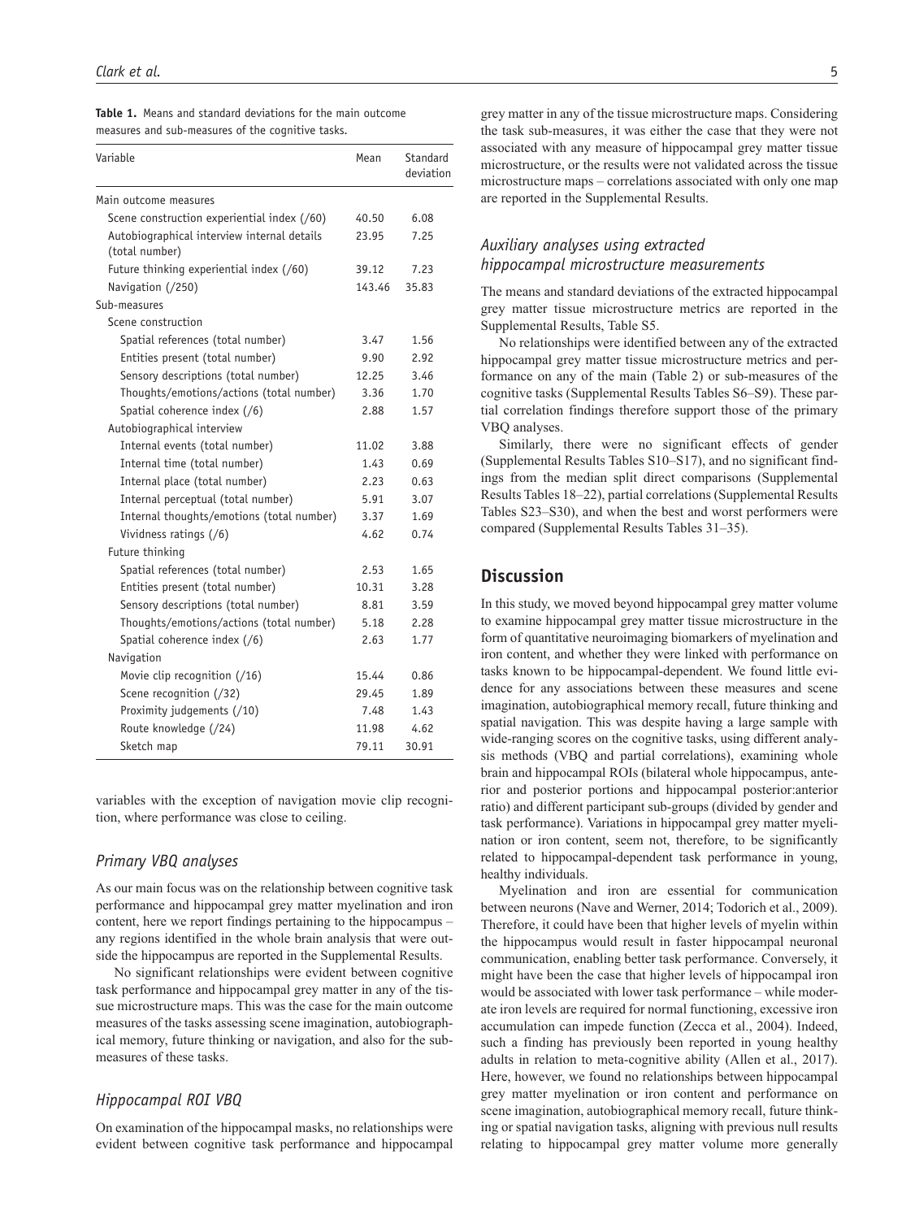**Table 1.** Means and standard deviations for the main outcome measures and sub-measures of the cognitive tasks.

| Variable | Mean | Standard deviation |
|---|---|---|
| Main outcome measures | | |
| Scene construction experiential index (/60) | 40.50 | 6.08 |
| Autobiographical interview internal details (total number) | 23.95 | 7.25 |
| Future thinking experiential index (/60) | 39.12 | 7.23 |
| Navigation (/250) | 143.46 | 35.83 |
| Sub-measures | | |
| Scene construction | | |
| Spatial references (total number) | 3.47 | 1.56 |
| Entities present (total number) | 9.90 | 2.92 |
| Sensory descriptions (total number) | 12.25 | 3.46 |
| Thoughts/emotions/actions (total number) | 3.36 | 1.70 |
| Spatial coherence index (/6) | 2.88 | 1.57 |
| Autobiographical interview | | |
| Internal events (total number) | 11.02 | 3.88 |
| Internal time (total number) | 1.43 | 0.69 |
| Internal place (total number) | 2.23 | 0.63 |
| Internal perceptual (total number) | 5.91 | 3.07 |
| Internal thoughts/emotions (total number) | 3.37 | 1.69 |
| Vividness ratings (/6) | 4.62 | 0.74 |
| Future thinking | | |
| Spatial references (total number) | 2.53 | 1.65 |
| Entities present (total number) | 10.31 | 3.28 |
| Sensory descriptions (total number) | 8.81 | 3.59 |
| Thoughts/emotions/actions (total number) | 5.18 | 2.28 |
| Spatial coherence index (/6) | 2.63 | 1.77 |
| Navigation | | |
| Movie clip recognition (/16) | 15.44 | 0.86 |
| Scene recognition (/32) | 29.45 | 1.89 |
| Proximity judgements (/10) | 7.48 | 1.43 |
| Route knowledge (/24) | 11.98 | 4.62 |
| Sketch map | 79.11 | 30.91 |

variables with the exception of navigation movie clip recognition, where performance was close to ceiling.

### *Primary VBQ analyses*

As our main focus was on the relationship between cognitive task performance and hippocampal grey matter myelination and iron content, here we report findings pertaining to the hippocampus – any regions identified in the whole brain analysis that were outside the hippocampus are reported in the Supplemental Results.

No significant relationships were evident between cognitive task performance and hippocampal grey matter in any of the tissue microstructure maps. This was the case for the main outcome measures of the tasks assessing scene imagination, autobiographical memory, future thinking or navigation, and also for the sub-measures of these tasks.

### *Hippocampal ROI VBQ*

On examination of the hippocampal masks, no relationships were evident between cognitive task performance and hippocampal grey matter in any of the tissue microstructure maps. Considering the task sub-measures, it was either the case that they were not associated with any measure of hippocampal grey matter tissue microstructure, or the results were not validated across the tissue microstructure maps – correlations associated with only one map are reported in the Supplemental Results.

### *Auxiliary analyses using extracted hippocampal microstructure measurements*

The means and standard deviations of the extracted hippocampal grey matter tissue microstructure metrics are reported in the Supplemental Results, Table S5.

No relationships were identified between any of the extracted hippocampal grey matter tissue microstructure metrics and performance on any of the main (Table 2) or sub-measures of the cognitive tasks (Supplemental Results Tables S6–S9). These partial correlation findings therefore support those of the primary VBQ analyses.

Similarly, there were no significant effects of gender (Supplemental Results Tables S10–S17), and no significant findings from the median split direct comparisons (Supplemental Results Tables 18–22), partial correlations (Supplemental Results Tables S23–S30), and when the best and worst performers were compared (Supplemental Results Tables 31–35).

## Discussion

In this study, we moved beyond hippocampal grey matter volume to examine hippocampal grey matter tissue microstructure in the form of quantitative neuroimaging biomarkers of myelination and iron content, and whether they were linked with performance on tasks known to be hippocampal-dependent. We found little evidence for any associations between these measures and scene imagination, autobiographical memory recall, future thinking and spatial navigation. This was despite having a large sample with wide-ranging scores on the cognitive tasks, using different analysis methods (VBQ and partial correlations), examining whole brain and hippocampal ROIs (bilateral whole hippocampus, anterior and posterior portions and hippocampal posterior:anterior ratio) and different participant sub-groups (divided by gender and task performance). Variations in hippocampal grey matter myelination or iron content, seem not, therefore, to be significantly related to hippocampal-dependent task performance in young, healthy individuals.

Myelination and iron are essential for communication between neurons (Nave and Werner, 2014; Todorich et al., 2009). Therefore, it could have been that higher levels of myelin within the hippocampus would result in faster hippocampal neuronal communication, enabling better task performance. Conversely, it might have been the case that higher levels of hippocampal iron would be associated with lower task performance – while moderate iron levels are required for normal functioning, excessive iron accumulation can impede function (Zecca et al., 2004). Indeed, such a finding has previously been reported in young healthy adults in relation to meta-cognitive ability (Allen et al., 2017). Here, however, we found no relationships between hippocampal grey matter myelination or iron content and performance on scene imagination, autobiographical memory recall, future thinking or spatial navigation tasks, aligning with previous null results relating to hippocampal grey matter volume more generally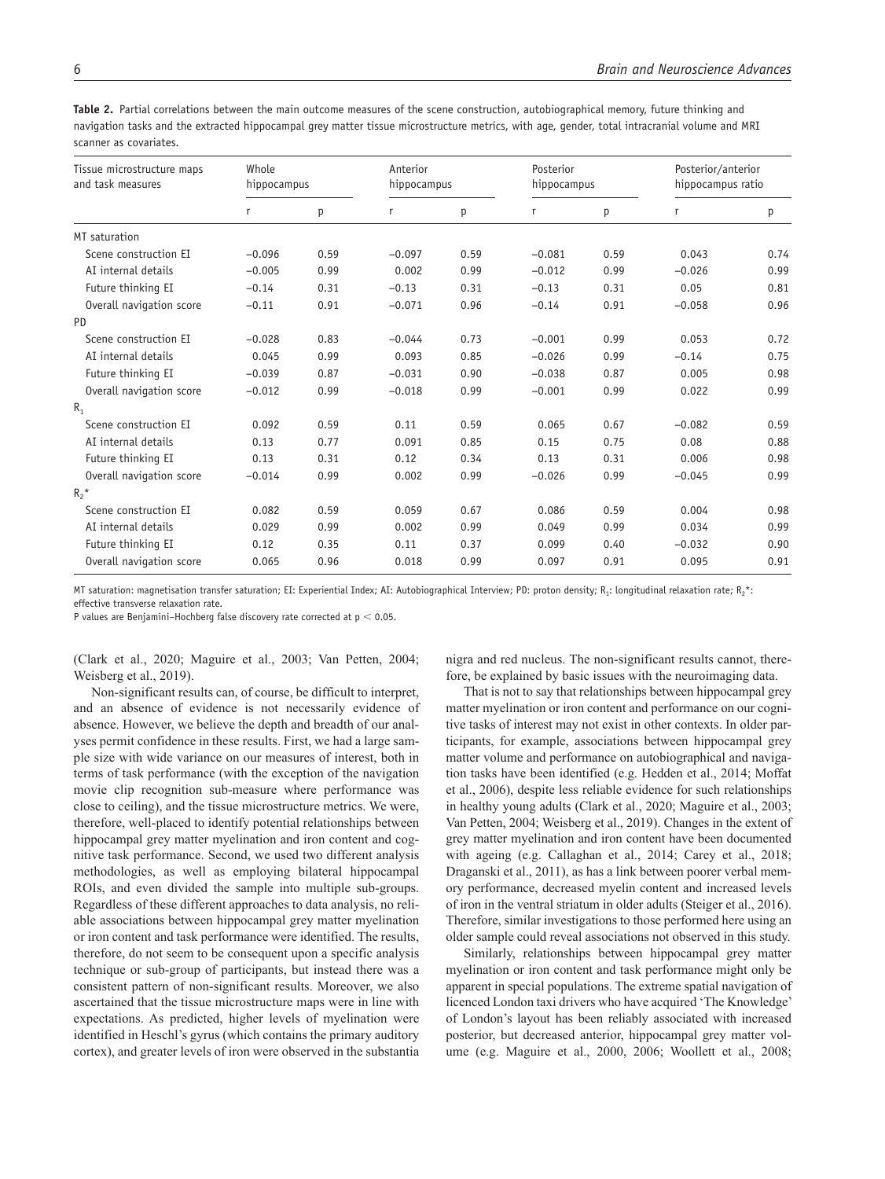**Table 2.** Partial correlations between the main outcome measures of the scene construction, autobiographical memory, future thinking and navigation tasks and the extracted hippocampal grey matter tissue microstructure metrics, with age, gender, total intracranial volume and MRI scanner as covariates.

| Tissue microstructure maps and task measures | Whole hippocampus | | Anterior hippocampus | | Posterior hippocampus | | Posterior/anterior hippocampus ratio | |
|---|---|---|---|---|---|---|---|---|
| | r | p | r | p | r | p | r | p |
| MT saturation | | | | | | | | |
| Scene construction EI | −0.096 | 0.59 | −0.097 | 0.59 | −0.081 | 0.59 | 0.043 | 0.74 |
| AI internal details | −0.005 | 0.99 | 0.002 | 0.99 | −0.012 | 0.99 | −0.026 | 0.99 |
| Future thinking EI | −0.14 | 0.31 | −0.13 | 0.31 | −0.13 | 0.31 | 0.05 | 0.81 |
| Overall navigation score | −0.11 | 0.91 | −0.071 | 0.96 | −0.14 | 0.91 | −0.058 | 0.96 |
| PD | | | | | | | | |
| Scene construction EI | −0.028 | 0.83 | −0.044 | 0.73 | −0.001 | 0.99 | 0.053 | 0.72 |
| AI internal details | 0.045 | 0.99 | 0.093 | 0.85 | −0.026 | 0.99 | −0.14 | 0.75 |
| Future thinking EI | −0.039 | 0.87 | −0.031 | 0.90 | −0.038 | 0.87 | 0.005 | 0.98 |
| Overall navigation score | −0.012 | 0.99 | −0.018 | 0.99 | −0.001 | 0.99 | 0.022 | 0.99 |
| $R_1$ | | | | | | | | |
| Scene construction EI | 0.092 | 0.59 | 0.11 | 0.59 | 0.065 | 0.67 | −0.082 | 0.59 |
| AI internal details | 0.13 | 0.77 | 0.091 | 0.85 | 0.15 | 0.75 | 0.08 | 0.88 |
| Future thinking EI | 0.13 | 0.31 | 0.12 | 0.34 | 0.13 | 0.31 | 0.006 | 0.98 |
| Overall navigation score | −0.014 | 0.99 | 0.002 | 0.99 | −0.026 | 0.99 | −0.045 | 0.99 |
| $R_2^*$ | | | | | | | | |
| Scene construction EI | 0.082 | 0.59 | 0.059 | 0.67 | 0.086 | 0.59 | 0.004 | 0.98 |
| AI internal details | 0.029 | 0.99 | 0.002 | 0.99 | 0.049 | 0.99 | 0.034 | 0.99 |
| Future thinking EI | 0.12 | 0.35 | 0.11 | 0.37 | 0.099 | 0.40 | −0.032 | 0.90 |
| Overall navigation score | 0.065 | 0.96 | 0.018 | 0.99 | 0.097 | 0.91 | 0.095 | 0.91 |

MT saturation: magnetisation transfer saturation; EI: Experiential Index; AI: Autobiographical Interview; PD: proton density; $R_1$: longitudinal relaxation rate; $R_2^*$: effective transverse relaxation rate.

P values are Benjamini–Hochberg false discovery rate corrected at $p < 0.05$.

(Clark et al., 2020; Maguire et al., 2003; Van Petten, 2004; Weisberg et al., 2019).

Non-significant results can, of course, be difficult to interpret, and an absence of evidence is not necessarily evidence of absence. However, we believe the depth and breadth of our analyses permit confidence in these results. First, we had a large sample size with wide variance on our measures of interest, both in terms of task performance (with the exception of the navigation movie clip recognition sub-measure where performance was close to ceiling), and the tissue microstructure metrics. We were, therefore, well-placed to identify potential relationships between hippocampal grey matter myelination and iron content and cognitive task performance. Second, we used two different analysis methodologies, as well as employing bilateral hippocampal ROIs, and even divided the sample into multiple sub-groups. Regardless of these different approaches to data analysis, no reliable associations between hippocampal grey matter myelination or iron content and task performance were identified. The results, therefore, do not seem to be consequent upon a specific analysis technique or sub-group of participants, but instead there was a consistent pattern of non-significant results. Moreover, we also ascertained that the tissue microstructure maps were in line with expectations. As predicted, higher levels of myelination were identified in Heschl's gyrus (which contains the primary auditory cortex), and greater levels of iron were observed in the substantia nigra and red nucleus. The non-significant results cannot, therefore, be explained by basic issues with the neuroimaging data.

That is not to say that relationships between hippocampal grey matter myelination or iron content and performance on our cognitive tasks of interest may not exist in other contexts. In older participants, for example, associations between hippocampal grey matter volume and performance on autobiographical and navigation tasks have been identified (e.g. Hedden et al., 2014; Moffat et al., 2006), despite less reliable evidence for such relationships in healthy young adults (Clark et al., 2020; Maguire et al., 2003; Van Petten, 2004; Weisberg et al., 2019). Changes in the extent of grey matter myelination and iron content have been documented with ageing (e.g. Callaghan et al., 2014; Carey et al., 2018; Draganski et al., 2011), as has a link between poorer verbal memory performance, decreased myelin content and increased levels of iron in the ventral striatum in older adults (Steiger et al., 2016). Therefore, similar investigations to those performed here using an older sample could reveal associations not observed in this study.

Similarly, relationships between hippocampal grey matter myelination or iron content and task performance might only be apparent in special populations. The extreme spatial navigation of licenced London taxi drivers who have acquired 'The Knowledge' of London's layout has been reliably associated with increased posterior, but decreased anterior, hippocampal grey matter volume (e.g. Maguire et al., 2000, 2006; Woollett et al., 2008;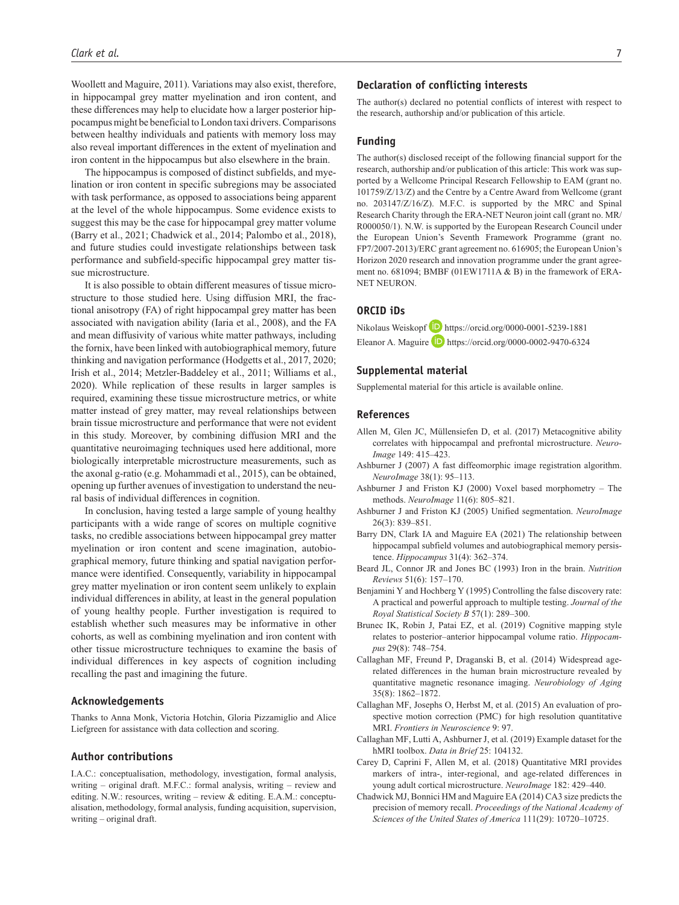Woollett and Maguire, 2011). Variations may also exist, therefore, in hippocampal grey matter myelination and iron content, and these differences may help to elucidate how a larger posterior hippocampus might be beneficial to London taxi drivers. Comparisons between healthy individuals and patients with memory loss may also reveal important differences in the extent of myelination and iron content in the hippocampus but also elsewhere in the brain.

The hippocampus is composed of distinct subfields, and myelination or iron content in specific subregions may be associated with task performance, as opposed to associations being apparent at the level of the whole hippocampus. Some evidence exists to suggest this may be the case for hippocampal grey matter volume (Barry et al., 2021; Chadwick et al., 2014; Palombo et al., 2018), and future studies could investigate relationships between task performance and subfield-specific hippocampal grey matter tissue microstructure.

It is also possible to obtain different measures of tissue microstructure to those studied here. Using diffusion MRI, the fractional anisotropy (FA) of right hippocampal grey matter has been associated with navigation ability (Iaria et al., 2008), and the FA and mean diffusivity of various white matter pathways, including the fornix, have been linked with autobiographical memory, future thinking and navigation performance (Hodgetts et al., 2017, 2020; Irish et al., 2014; Metzler-Baddeley et al., 2011; Williams et al., 2020). While replication of these results in larger samples is required, examining these tissue microstructure metrics, or white matter instead of grey matter, may reveal relationships between brain tissue microstructure and performance that were not evident in this study. Moreover, by combining diffusion MRI and the quantitative neuroimaging techniques used here additional, more biologically interpretable microstructure measurements, such as the axonal g-ratio (e.g. Mohammadi et al., 2015), can be obtained, opening up further avenues of investigation to understand the neural basis of individual differences in cognition.

In conclusion, having tested a large sample of young healthy participants with a wide range of scores on multiple cognitive tasks, no credible associations between hippocampal grey matter myelination or iron content and scene imagination, autobiographical memory, future thinking and spatial navigation performance were identified. Consequently, variability in hippocampal grey matter myelination or iron content seem unlikely to explain individual differences in ability, at least in the general population of young healthy people. Further investigation is required to establish whether such measures may be informative in other cohorts, as well as combining myelination and iron content with other tissue microstructure techniques to examine the basis of individual differences in key aspects of cognition including recalling the past and imagining the future.

## Acknowledgements

Thanks to Anna Monk, Victoria Hotchin, Gloria Pizzamiglio and Alice Liefgreen for assistance with data collection and scoring.

## Author contributions

I.A.C.: conceptualisation, methodology, investigation, formal analysis, writing – original draft. M.F.C.: formal analysis, writing – review and editing. N.W.: resources, writing – review & editing. E.A.M.: conceptualisation, methodology, formal analysis, funding acquisition, supervision, writing – original draft.

## Declaration of conflicting interests

The author(s) declared no potential conflicts of interest with respect to the research, authorship and/or publication of this article.

## Funding

The author(s) disclosed receipt of the following financial support for the research, authorship and/or publication of this article: This work was supported by a Wellcome Principal Research Fellowship to EAM (grant no. 101759/Z/13/Z) and the Centre by a Centre Award from Wellcome (grant no. 203147/Z/16/Z). M.F.C. is supported by the MRC and Spinal Research Charity through the ERA-NET Neuron joint call (grant no. MR/R000050/1). N.W. is supported by the European Research Council under the European Union's Seventh Framework Programme (grant no. FP7/2007-2013)/ERC grant agreement no. 616905; the European Union's Horizon 2020 research and innovation programme under the grant agreement no. 681094; BMBF (01EW1711A & B) in the framework of ERA-NET NEURON.

## ORCID iDs

Nikolaus Weiskopf https://orcid.org/0000-0001-5239-1881
Eleanor A. Maguire https://orcid.org/0000-0002-9470-6324

## Supplemental material

Supplemental material for this article is available online.

## References

Allen M, Glen JC, Müllensiefen D, et al. (2017) Metacognitive ability correlates with hippocampal and prefrontal microstructure. *NeuroImage* 149: 415–423.

Ashburner J (2007) A fast diffeomorphic image registration algorithm. *NeuroImage* 38(1): 95–113.

Ashburner J and Friston KJ (2000) Voxel based morphometry – The methods. *NeuroImage* 11(6): 805–821.

Ashburner J and Friston KJ (2005) Unified segmentation. *NeuroImage* 26(3): 839–851.

Barry DN, Clark IA and Maguire EA (2021) The relationship between hippocampal subfield volumes and autobiographical memory persistence. *Hippocampus* 31(4): 362–374.

Beard JL, Connor JR and Jones BC (1993) Iron in the brain. *Nutrition Reviews* 51(6): 157–170.

Benjamini Y and Hochberg Y (1995) Controlling the false discovery rate: A practical and powerful approach to multiple testing. *Journal of the Royal Statistical Society B* 57(1): 289–300.

Brunec IK, Robin J, Patai EZ, et al. (2019) Cognitive mapping style relates to posterior–anterior hippocampal volume ratio. *Hippocampus* 29(8): 748–754.

Callaghan MF, Freund P, Draganski B, et al. (2014) Widespread age-related differences in the human brain microstructure revealed by quantitative magnetic resonance imaging. *Neurobiology of Aging* 35(8): 1862–1872.

Callaghan MF, Josephs O, Herbst M, et al. (2015) An evaluation of prospective motion correction (PMC) for high resolution quantitative MRI. *Frontiers in Neuroscience* 9: 97.

Callaghan MF, Lutti A, Ashburner J, et al. (2019) Example dataset for the hMRI toolbox. *Data in Brief* 25: 104132.

Carey D, Caprini F, Allen M, et al. (2018) Quantitative MRI provides markers of intra-, inter-regional, and age-related differences in young adult cortical microstructure. *NeuroImage* 182: 429–440.

Chadwick MJ, Bonnici HM and Maguire EA (2014) CA3 size predicts the precision of memory recall. *Proceedings of the National Academy of Sciences of the United States of America* 111(29): 10720–10725.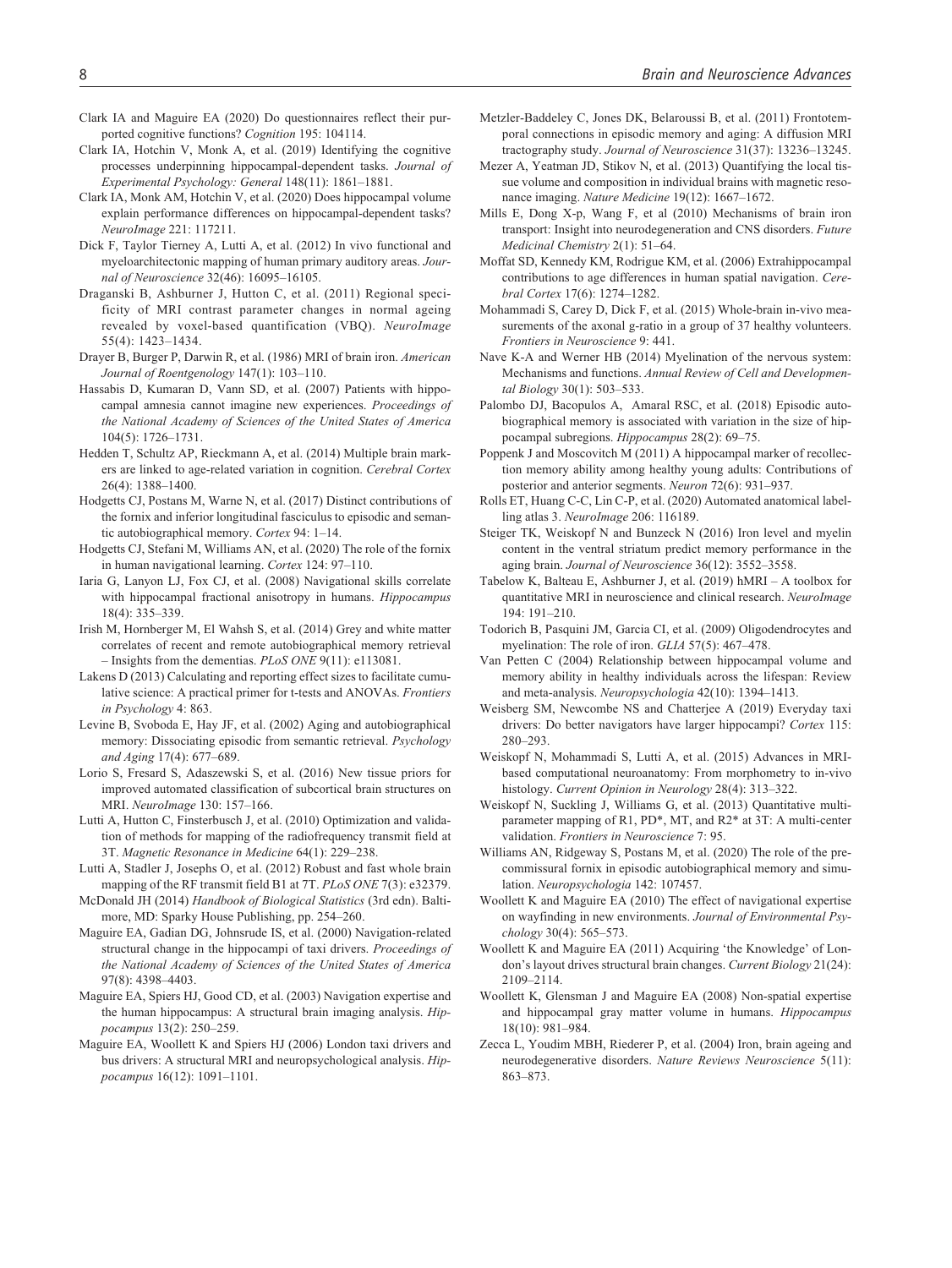Clark IA and Maguire EA (2020) Do questionnaires reflect their purported cognitive functions? *Cognition* 195: 104114.

Clark IA, Hotchin V, Monk A, et al. (2019) Identifying the cognitive processes underpinning hippocampal-dependent tasks. *Journal of Experimental Psychology: General* 148(11): 1861–1881.

Clark IA, Monk AM, Hotchin V, et al. (2020) Does hippocampal volume explain performance differences on hippocampal-dependent tasks? *NeuroImage* 221: 117211.

Dick F, Taylor Tierney A, Lutti A, et al. (2012) In vivo functional and myeloarchitectonic mapping of human primary auditory areas. *Journal of Neuroscience* 32(46): 16095–16105.

Draganski B, Ashburner J, Hutton C, et al. (2011) Regional specificity of MRI contrast parameter changes in normal ageing revealed by voxel-based quantification (VBQ). *NeuroImage* 55(4): 1423–1434.

Drayer B, Burger P, Darwin R, et al. (1986) MRI of brain iron. *American Journal of Roentgenology* 147(1): 103–110.

Hassabis D, Kumaran D, Vann SD, et al. (2007) Patients with hippocampal amnesia cannot imagine new experiences. *Proceedings of the National Academy of Sciences of the United States of America* 104(5): 1726–1731.

Hedden T, Schultz AP, Rieckmann A, et al. (2014) Multiple brain markers are linked to age-related variation in cognition. *Cerebral Cortex* 26(4): 1388–1400.

Hodgetts CJ, Postans M, Warne N, et al. (2017) Distinct contributions of the fornix and inferior longitudinal fasciculus to episodic and semantic autobiographical memory. *Cortex* 94: 1–14.

Hodgetts CJ, Stefani M, Williams AN, et al. (2020) The role of the fornix in human navigational learning. *Cortex* 124: 97–110.

Iaria G, Lanyon LJ, Fox CJ, et al. (2008) Navigational skills correlate with hippocampal fractional anisotropy in humans. *Hippocampus* 18(4): 335–339.

Irish M, Hornberger M, El Wahsh S, et al. (2014) Grey and white matter correlates of recent and remote autobiographical memory retrieval – Insights from the dementias. *PLoS ONE* 9(11): e113081.

Lakens D (2013) Calculating and reporting effect sizes to facilitate cumulative science: A practical primer for t-tests and ANOVAs. *Frontiers in Psychology* 4: 863.

Levine B, Svoboda E, Hay JF, et al. (2002) Aging and autobiographical memory: Dissociating episodic from semantic retrieval. *Psychology and Aging* 17(4): 677–689.

Lorio S, Fresard S, Adaszewski S, et al. (2016) New tissue priors for improved automated classification of subcortical brain structures on MRI. *NeuroImage* 130: 157–166.

Lutti A, Hutton C, Finsterbusch J, et al. (2010) Optimization and validation of methods for mapping of the radiofrequency transmit field at 3T. *Magnetic Resonance in Medicine* 64(1): 229–238.

Lutti A, Stadler J, Josephs O, et al. (2012) Robust and fast whole brain mapping of the RF transmit field B1 at 7T. *PLoS ONE* 7(3): e32379.

McDonald JH (2014) *Handbook of Biological Statistics* (3rd edn). Baltimore, MD: Sparky House Publishing, pp. 254–260.

Maguire EA, Gadian DG, Johnsrude IS, et al. (2000) Navigation-related structural change in the hippocampi of taxi drivers. *Proceedings of the National Academy of Sciences of the United States of America* 97(8): 4398–4403.

Maguire EA, Spiers HJ, Good CD, et al. (2003) Navigation expertise and the human hippocampus: A structural brain imaging analysis. *Hippocampus* 13(2): 250–259.

Maguire EA, Woollett K and Spiers HJ (2006) London taxi drivers and bus drivers: A structural MRI and neuropsychological analysis. *Hippocampus* 16(12): 1091–1101.

Metzler-Baddeley C, Jones DK, Belaroussi B, et al. (2011) Frontotemporal connections in episodic memory and aging: A diffusion MRI tractography study. *Journal of Neuroscience* 31(37): 13236–13245.

Mezer A, Yeatman JD, Stikov N, et al. (2013) Quantifying the local tissue volume and composition in individual brains with magnetic resonance imaging. *Nature Medicine* 19(12): 1667–1672.

Mills E, Dong X-p, Wang F, et al (2010) Mechanisms of brain iron transport: Insight into neurodegeneration and CNS disorders. *Future Medicinal Chemistry* 2(1): 51–64.

Moffat SD, Kennedy KM, Rodrigue KM, et al. (2006) Extrahippocampal contributions to age differences in human spatial navigation. *Cerebral Cortex* 17(6): 1274–1282.

Mohammadi S, Carey D, Dick F, et al. (2015) Whole-brain in-vivo measurements of the axonal g-ratio in a group of 37 healthy volunteers. *Frontiers in Neuroscience* 9: 441.

Nave K-A and Werner HB (2014) Myelination of the nervous system: Mechanisms and functions. *Annual Review of Cell and Developmental Biology* 30(1): 503–533.

Palombo DJ, Bacopulos A, Amaral RSC, et al. (2018) Episodic autobiographical memory is associated with variation in the size of hippocampal subregions. *Hippocampus* 28(2): 69–75.

Poppenk J and Moscovitch M (2011) A hippocampal marker of recollection memory ability among healthy young adults: Contributions of posterior and anterior segments. *Neuron* 72(6): 931–937.

Rolls ET, Huang C-C, Lin C-P, et al. (2020) Automated anatomical labelling atlas 3. *NeuroImage* 206: 116189.

Steiger TK, Weiskopf N and Bunzeck N (2016) Iron level and myelin content in the ventral striatum predict memory performance in the aging brain. *Journal of Neuroscience* 36(12): 3552–3558.

Tabelow K, Balteau E, Ashburner J, et al. (2019) hMRI – A toolbox for quantitative MRI in neuroscience and clinical research. *NeuroImage* 194: 191–210.

Todorich B, Pasquini JM, Garcia CI, et al. (2009) Oligodendrocytes and myelination: The role of iron. *GLIA* 57(5): 467–478.

Van Petten C (2004) Relationship between hippocampal volume and memory ability in healthy individuals across the lifespan: Review and meta-analysis. *Neuropsychologia* 42(10): 1394–1413.

Weisberg SM, Newcombe NS and Chatterjee A (2019) Everyday taxi drivers: Do better navigators have larger hippocampi? *Cortex* 115: 280–293.

Weiskopf N, Mohammadi S, Lutti A, et al. (2015) Advances in MRI-based computational neuroanatomy: From morphometry to in-vivo histology. *Current Opinion in Neurology* 28(4): 313–322.

Weiskopf N, Suckling J, Williams G, et al. (2013) Quantitative multi-parameter mapping of R1, PD*, MT, and R2* at 3T: A multi-center validation. *Frontiers in Neuroscience* 7: 95.

Williams AN, Ridgeway S, Postans M, et al. (2020) The role of the precommissural fornix in episodic autobiographical memory and simulation. *Neuropsychologia* 142: 107457.

Woollett K and Maguire EA (2010) The effect of navigational expertise on wayfinding in new environments. *Journal of Environmental Psychology* 30(4): 565–573.

Woollett K and Maguire EA (2011) Acquiring 'the Knowledge' of London's layout drives structural brain changes. *Current Biology* 21(24): 2109–2114.

Woollett K, Glensman J and Maguire EA (2008) Non-spatial expertise and hippocampal gray matter volume in humans. *Hippocampus* 18(10): 981–984.

Zecca L, Youdim MBH, Riederer P, et al. (2004) Iron, brain ageing and neurodegenerative disorders. *Nature Reviews Neuroscience* 5(11): 863–873.